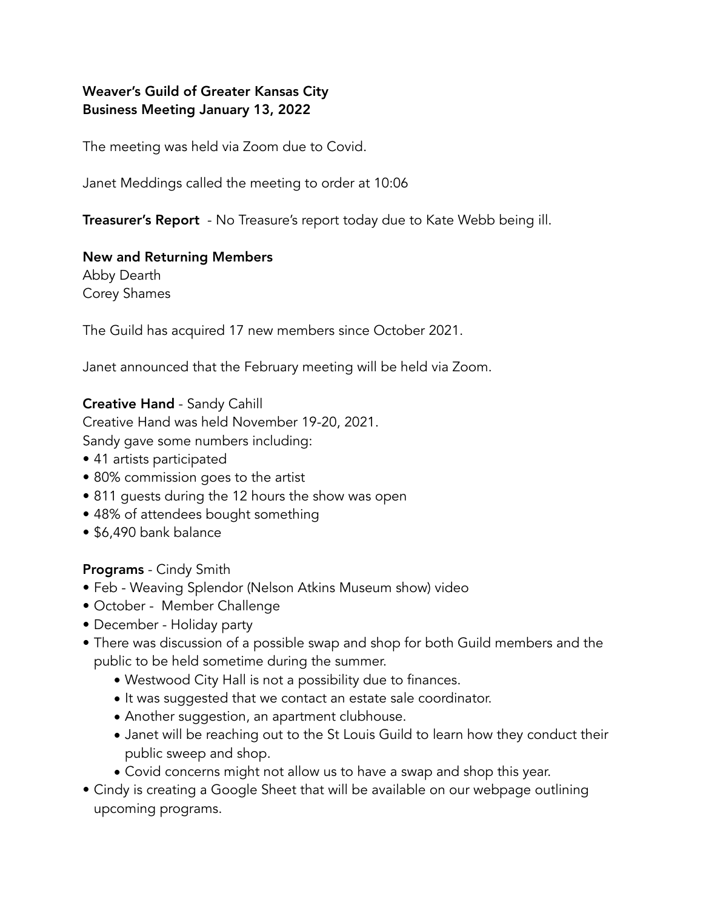**Weaver's Guild of Greater Kansas City**
**Business Meeting January 13, 2022**

The meeting was held via Zoom due to Covid.

Janet Meddings called the meeting to order at 10:06

**Treasurer's Report** - No Treasure's report today due to Kate Webb being ill.

**New and Returning Members**
Abby Dearth
Corey Shames

The Guild has acquired 17 new members since October 2021.

Janet announced that the February meeting will be held via Zoom.

**Creative Hand** - Sandy Cahill
Creative Hand was held November 19-20, 2021.
Sandy gave some numbers including:

- 41 artists participated
- 80% commission goes to the artist
- 811 guests during the 12 hours the show was open
- 48% of attendees bought something
- $6,490 bank balance

**Programs** - Cindy Smith

- Feb - Weaving Splendor (Nelson Atkins Museum show) video
- October - Member Challenge
- December - Holiday party
- There was discussion of a possible swap and shop for both Guild members and the public to be held sometime during the summer.
    - Westwood City Hall is not a possibility due to finances.
    - It was suggested that we contact an estate sale coordinator.
    - Another suggestion, an apartment clubhouse.
    - Janet will be reaching out to the St Louis Guild to learn how they conduct their public sweep and shop.
    - Covid concerns might not allow us to have a swap and shop this year.
- Cindy is creating a Google Sheet that will be available on our webpage outlining upcoming programs.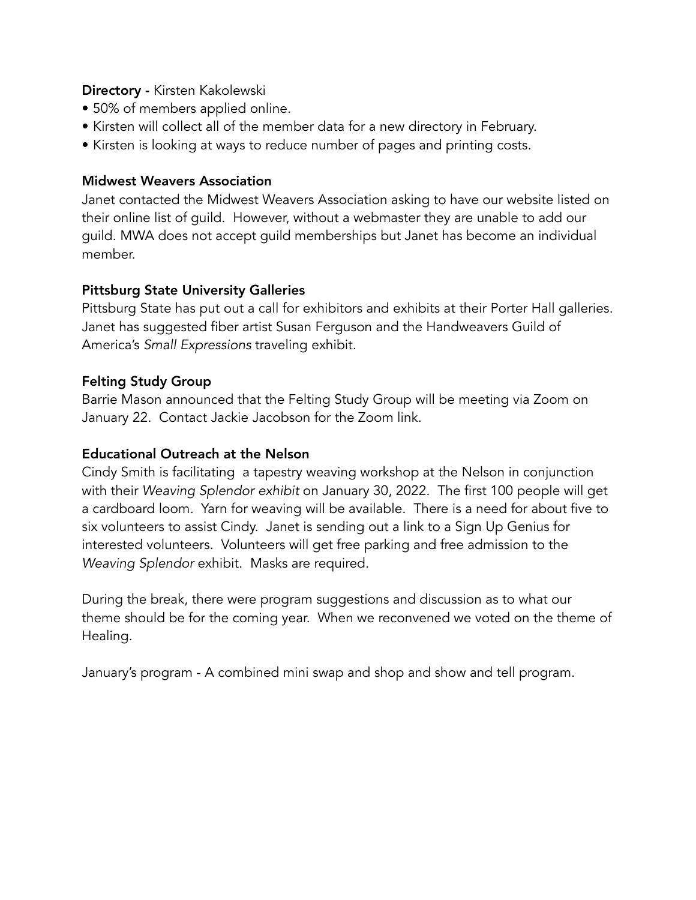**Directory -** Kirsten Kakolewski

- 50% of members applied online.
- Kirsten will collect all of the member data for a new directory in February.
- Kirsten is looking at ways to reduce number of pages and printing costs.

**Midwest Weavers Association**

Janet contacted the Midwest Weavers Association asking to have our website listed on their online list of guild. However, without a webmaster they are unable to add our guild. MWA does not accept guild memberships but Janet has become an individual member.

**Pittsburg State University Galleries**

Pittsburg State has put out a call for exhibitors and exhibits at their Porter Hall galleries. Janet has suggested fiber artist Susan Ferguson and the Handweavers Guild of America's *Small Expressions* traveling exhibit.

**Felting Study Group**

Barrie Mason announced that the Felting Study Group will be meeting via Zoom on January 22. Contact Jackie Jacobson for the Zoom link.

**Educational Outreach at the Nelson**

Cindy Smith is facilitating a tapestry weaving workshop at the Nelson in conjunction with their *Weaving Splendor exhibit* on January 30, 2022. The first 100 people will get a cardboard loom. Yarn for weaving will be available. There is a need for about five to six volunteers to assist Cindy. Janet is sending out a link to a Sign Up Genius for interested volunteers. Volunteers will get free parking and free admission to the *Weaving Splendor* exhibit. Masks are required.

During the break, there were program suggestions and discussion as to what our theme should be for the coming year. When we reconvened we voted on the theme of Healing.

January's program - A combined mini swap and shop and show and tell program.